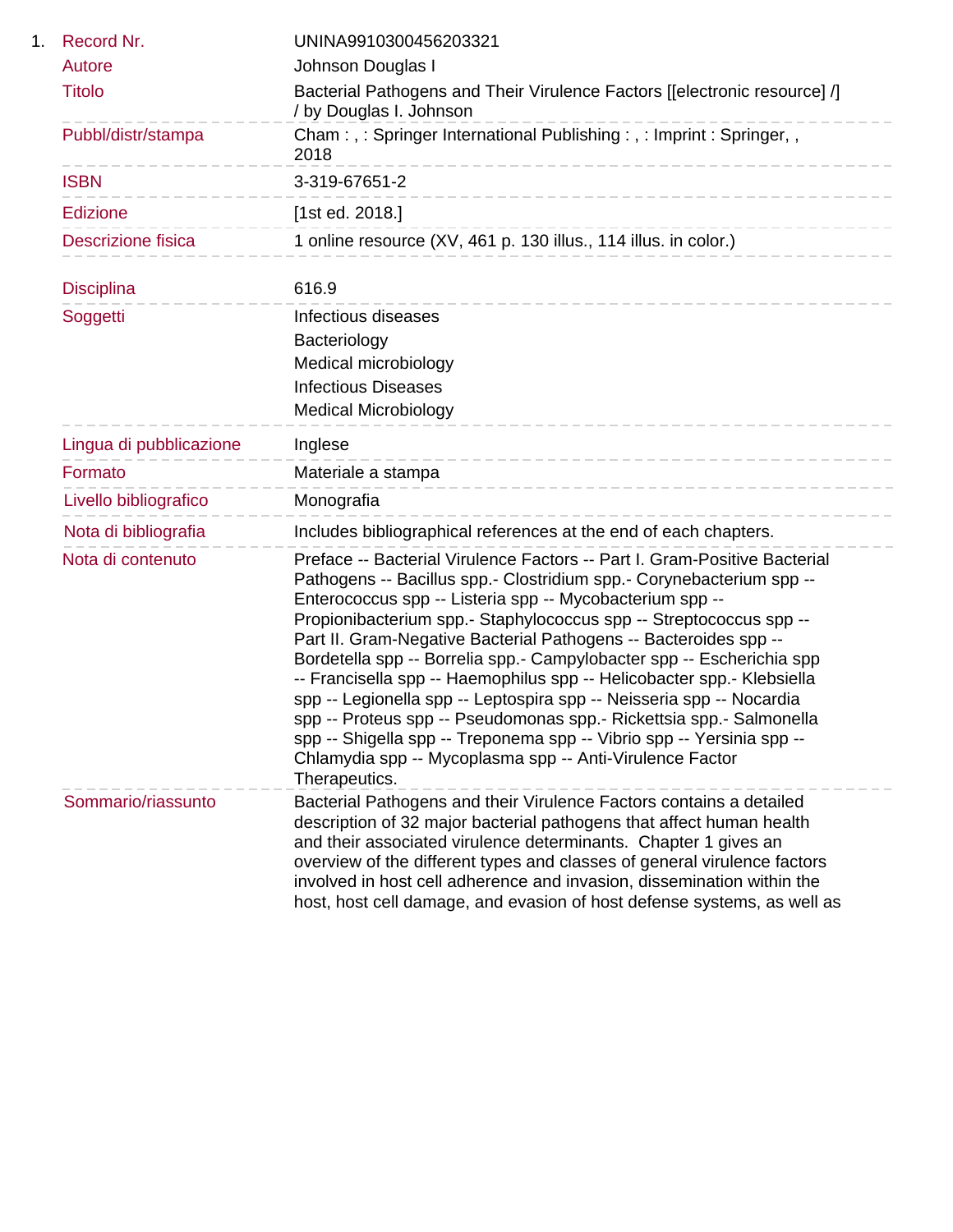1. 

| | |
|---|---|
| Record Nr. | UNINA9910300456203321 |
| Autore | Johnson Douglas I |
| Titolo | Bacterial Pathogens and Their Virulence Factors [[electronic resource] /] / by Douglas I. Johnson |
| Pubbl/distr/stampa | Cham : , : Springer International Publishing : , : Imprint : Springer, , 2018 |
| ISBN | 3-319-67651-2 |
| Edizione | [1st ed. 2018.] |
| Descrizione fisica | 1 online resource (XV, 461 p. 130 illus., 114 illus. in color.) |
| Disciplina | 616.9 |
| Soggetti | Infectious diseases<br>Bacteriology<br>Medical microbiology<br>Infectious Diseases<br>Medical Microbiology |
| Lingua di pubblicazione | Inglese |
| Formato | Materiale a stampa |
| Livello bibliografico | Monografia |
| Nota di bibliografia | Includes bibliographical references at the end of each chapters. |
| Nota di contenuto | Preface -- Bacterial Virulence Factors -- Part I. Gram-Positive Bacterial Pathogens -- Bacillus spp.- Clostridium spp.- Corynebacterium spp -- Enterococcus spp -- Listeria spp -- Mycobacterium spp -- Propionibacterium spp.- Staphylococcus spp -- Streptococcus spp -- Part II. Gram-Negative Bacterial Pathogens -- Bacteroides spp -- Bordetella spp -- Borrelia spp.- Campylobacter spp -- Escherichia spp -- Francisella spp -- Haemophilus spp -- Helicobacter spp.- Klebsiella spp -- Legionella spp -- Leptospira spp -- Neisseria spp -- Nocardia spp -- Proteus spp -- Pseudomonas spp.- Rickettsia spp.- Salmonella spp -- Shigella spp -- Treponema spp -- Vibrio spp -- Yersinia spp -- Chlamydia spp -- Mycoplasma spp -- Anti-Virulence Factor Therapeutics. |
| Sommario/riassunto | Bacterial Pathogens and their Virulence Factors contains a detailed description of 32 major bacterial pathogens that affect human health and their associated virulence determinants.  Chapter 1 gives an overview of the different types and classes of general virulence factors involved in host cell adherence and invasion, dissemination within the host, host cell damage, and evasion of host defense systems, as well as |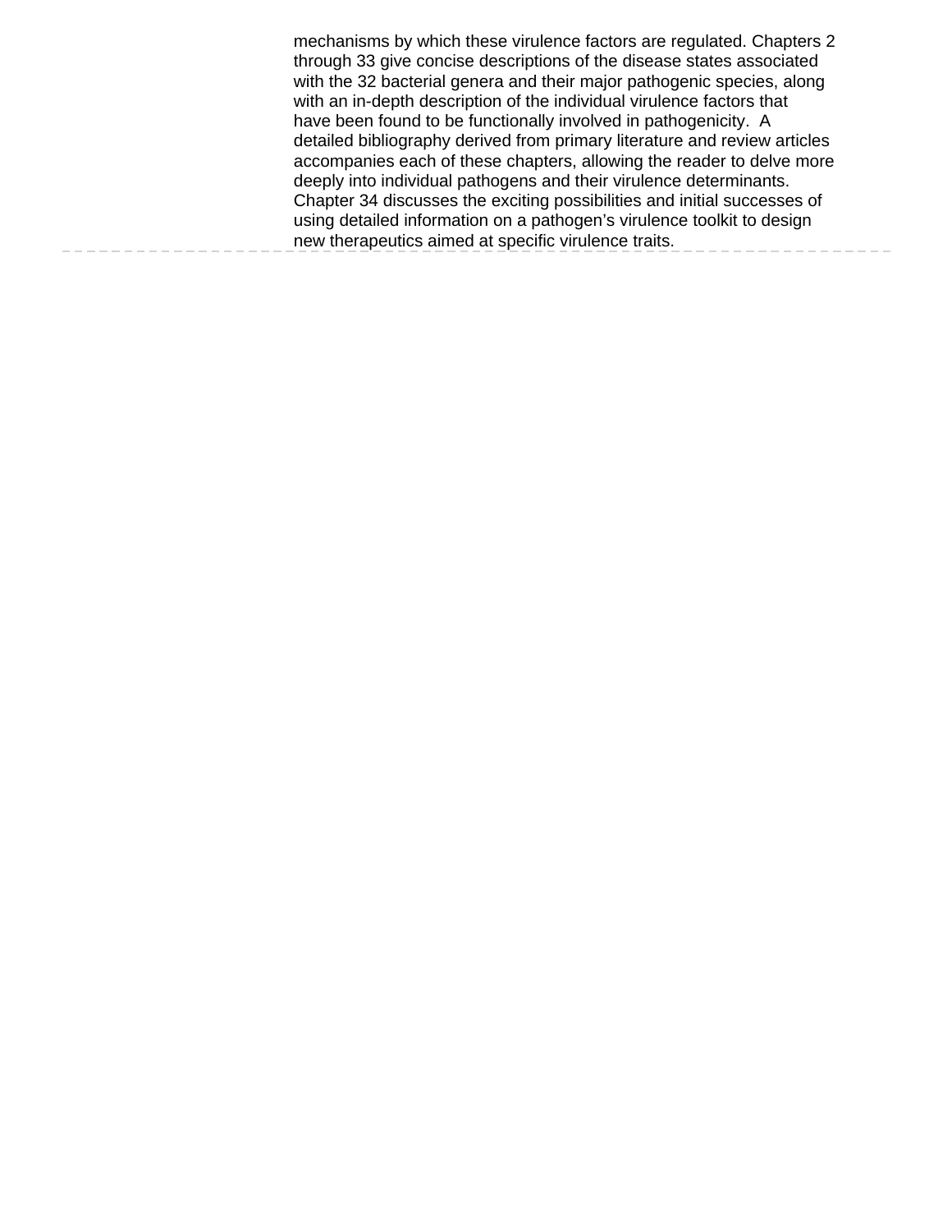mechanisms by which these virulence factors are regulated. Chapters 2 through 33 give concise descriptions of the disease states associated with the 32 bacterial genera and their major pathogenic species, along with an in-depth description of the individual virulence factors that have been found to be functionally involved in pathogenicity. A detailed bibliography derived from primary literature and review articles accompanies each of these chapters, allowing the reader to delve more deeply into individual pathogens and their virulence determinants. Chapter 34 discusses the exciting possibilities and initial successes of using detailed information on a pathogen's virulence toolkit to design new therapeutics aimed at specific virulence traits.